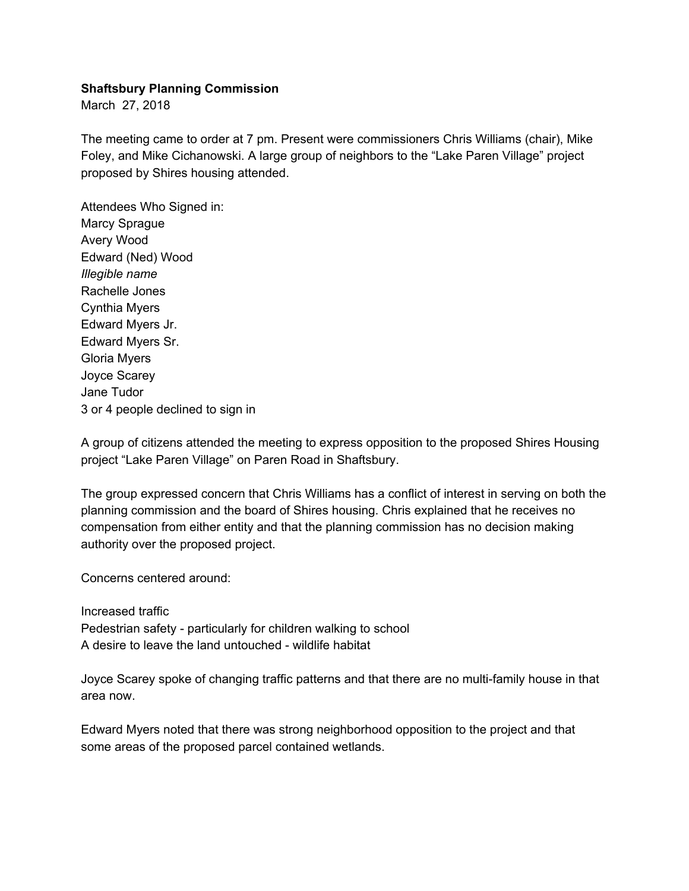**Shaftsbury Planning Commission**

March 27, 2018

The meeting came to order at 7 pm. Present were commissioners Chris Williams (chair), Mike Foley, and Mike Cichanowski. A large group of neighbors to the "Lake Paren Village" project proposed by Shires housing attended.

Attendees Who Signed in:
Marcy Sprague
Avery Wood
Edward (Ned) Wood
*Illegible name*
Rachelle Jones
Cynthia Myers
Edward Myers Jr.
Edward Myers Sr.
Gloria Myers
Joyce Scarey
Jane Tudor
3 or 4 people declined to sign in

A group of citizens attended the meeting to express opposition to the proposed Shires Housing project "Lake Paren Village" on Paren Road in Shaftsbury.

The group expressed concern that Chris Williams has a conflict of interest in serving on both the planning commission and the board of Shires housing. Chris explained that he receives no compensation from either entity and that the planning commission has no decision making authority over the proposed project.

Concerns centered around:

Increased traffic
Pedestrian safety - particularly for children walking to school
A desire to leave the land untouched - wildlife habitat

Joyce Scarey spoke of changing traffic patterns and that there are no multi-family house in that area now.

Edward Myers noted that there was strong neighborhood opposition to the project and that some areas of the proposed parcel contained wetlands.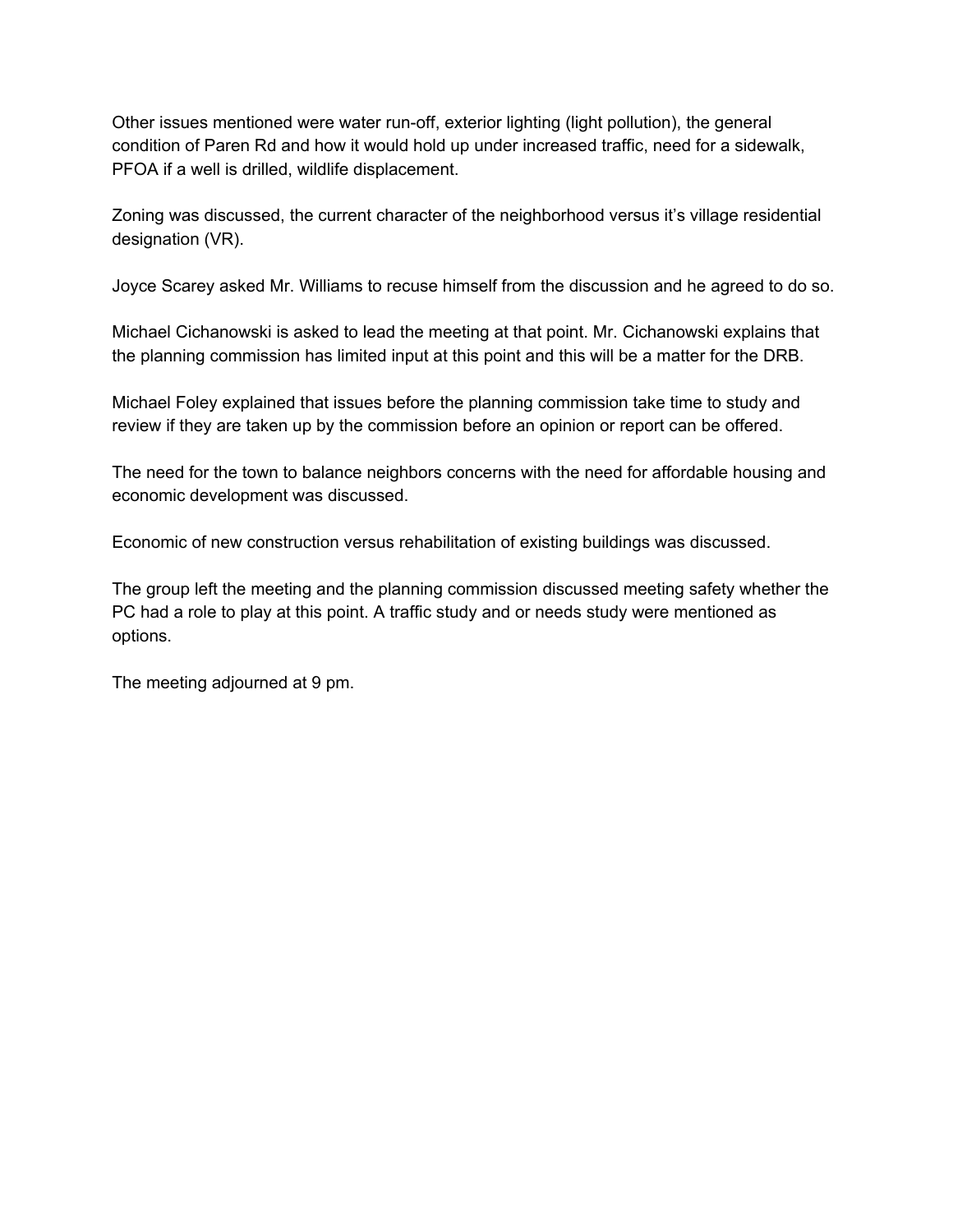Other issues mentioned were water run-off, exterior lighting (light pollution), the general condition of Paren Rd and how it would hold up under increased traffic, need for a sidewalk, PFOA if a well is drilled, wildlife displacement.

Zoning was discussed, the current character of the neighborhood versus it's village residential designation (VR).

Joyce Scarey asked Mr. Williams to recuse himself from the discussion and he agreed to do so.

Michael Cichanowski is asked to lead the meeting at that point. Mr. Cichanowski explains that the planning commission has limited input at this point and this will be a matter for the DRB.

Michael Foley explained that issues before the planning commission take time to study and review if they are taken up by the commission before an opinion or report can be offered.

The need for the town to balance neighbors concerns with the need for affordable housing and economic development was discussed.

Economic of new construction versus rehabilitation of existing buildings was discussed.

The group left the meeting and the planning commission discussed meeting safety whether the PC had a role to play at this point. A traffic study and or needs study were mentioned as options.

The meeting adjourned at 9 pm.